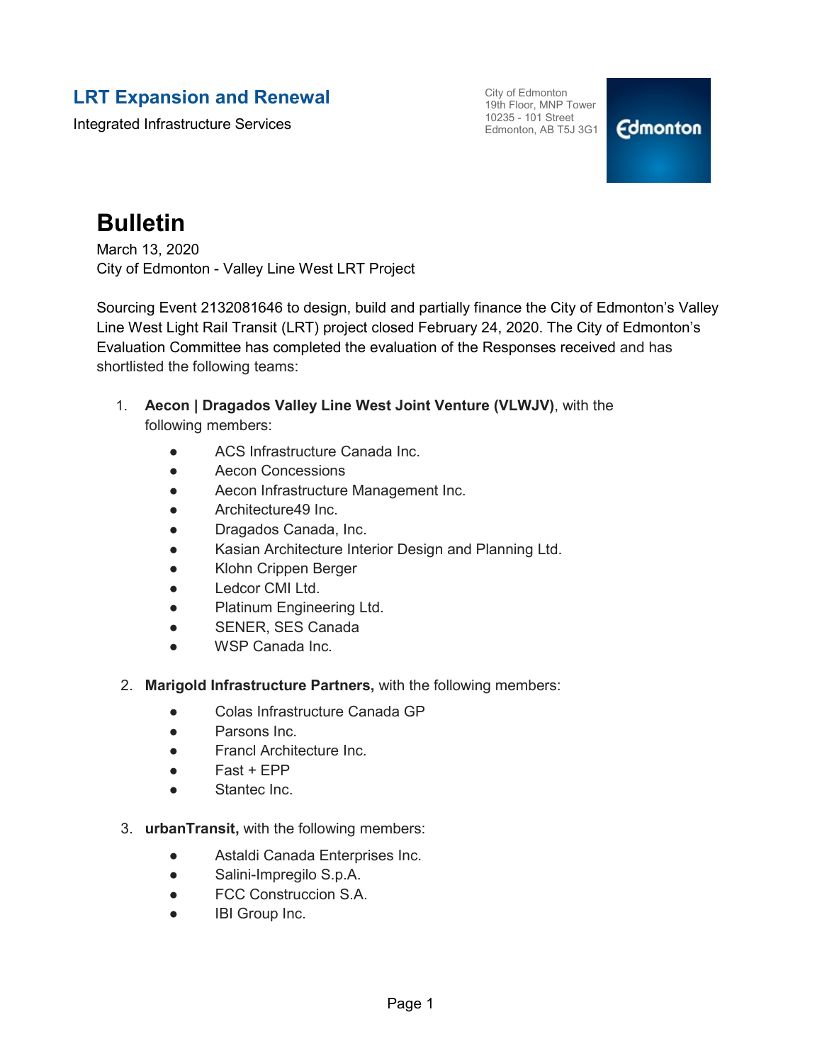## LRT Expansion and Renewal

Integrated Infrastructure Services

City of Edmonton
19th Floor, MNP Tower
10235 - 101 Street
Edmonton, AB T5J 3G1

# Bulletin

March 13, 2020
City of Edmonton - Valley Line West LRT Project

Sourcing Event 2132081646 to design, build and partially finance the City of Edmonton's Valley Line West Light Rail Transit (LRT) project closed February 24, 2020. The City of Edmonton's Evaluation Committee has completed the evaluation of the Responses received and has shortlisted the following teams:

1. **Aecon | Dragados Valley Line West Joint Venture (VLWJV)**, with the following members:
   - ACS Infrastructure Canada Inc.
   - Aecon Concessions
   - Aecon Infrastructure Management Inc.
   - Architecture49 Inc.
   - Dragados Canada, Inc.
   - Kasian Architecture Interior Design and Planning Ltd.
   - Klohn Crippen Berger
   - Ledcor CMI Ltd.
   - Platinum Engineering Ltd.
   - SENER, SES Canada
   - WSP Canada Inc.

2. **Marigold Infrastructure Partners,** with the following members:
   - Colas Infrastructure Canada GP
   - Parsons Inc.
   - Francl Architecture Inc.
   - Fast + EPP
   - Stantec Inc.

3. **urbanTransit,** with the following members:
   - Astaldi Canada Enterprises Inc.
   - Salini-Impregilo S.p.A.
   - FCC Construccion S.A.
   - IBI Group Inc.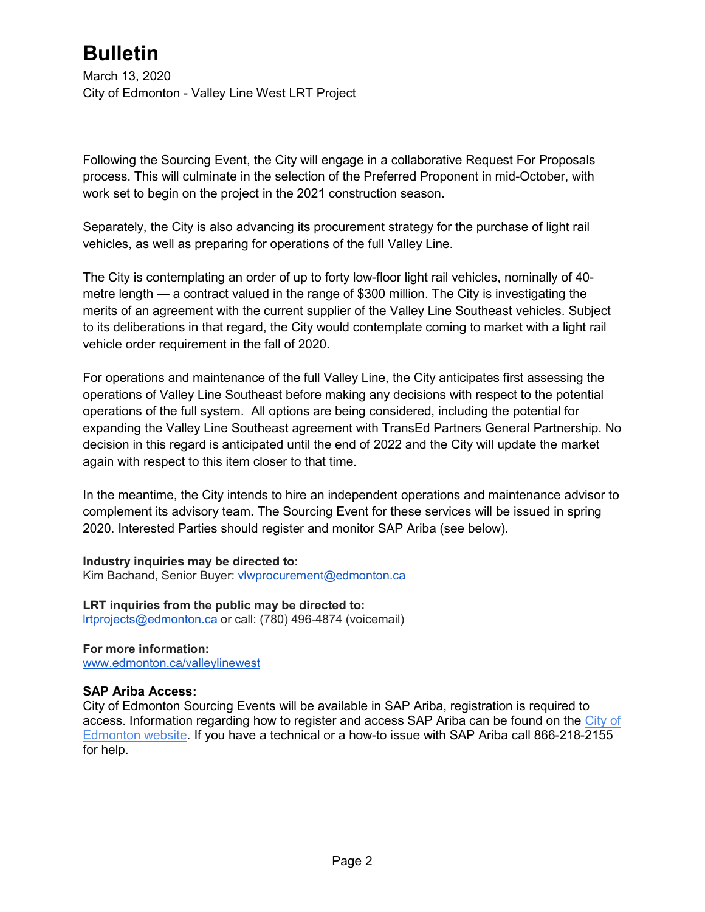# Bulletin

March 13, 2020
City of Edmonton - Valley Line West LRT Project

Following the Sourcing Event, the City will engage in a collaborative Request For Proposals process. This will culminate in the selection of the Preferred Proponent in mid-October, with work set to begin on the project in the 2021 construction season.

Separately, the City is also advancing its procurement strategy for the purchase of light rail vehicles, as well as preparing for operations of the full Valley Line.

The City is contemplating an order of up to forty low-floor light rail vehicles, nominally of 40-metre length — a contract valued in the range of $300 million. The City is investigating the merits of an agreement with the current supplier of the Valley Line Southeast vehicles. Subject to its deliberations in that regard, the City would contemplate coming to market with a light rail vehicle order requirement in the fall of 2020.

For operations and maintenance of the full Valley Line, the City anticipates first assessing the operations of Valley Line Southeast before making any decisions with respect to the potential operations of the full system. All options are being considered, including the potential for expanding the Valley Line Southeast agreement with TransEd Partners General Partnership. No decision in this regard is anticipated until the end of 2022 and the City will update the market again with respect to this item closer to that time.

In the meantime, the City intends to hire an independent operations and maintenance advisor to complement its advisory team. The Sourcing Event for these services will be issued in spring 2020. Interested Parties should register and monitor SAP Ariba (see below).

**Industry inquiries may be directed to:**
Kim Bachand, Senior Buyer: vlwprocurement@edmonton.ca

**LRT inquiries from the public may be directed to:**
lrtprojects@edmonton.ca or call: (780) 496-4874 (voicemail)

**For more information:**
www.edmonton.ca/valleylinewest

**SAP Ariba Access:**
City of Edmonton Sourcing Events will be available in SAP Ariba, registration is required to access. Information regarding how to register and access SAP Ariba can be found on the City of Edmonton website. If you have a technical or a how-to issue with SAP Ariba call 866-218-2155 for help.